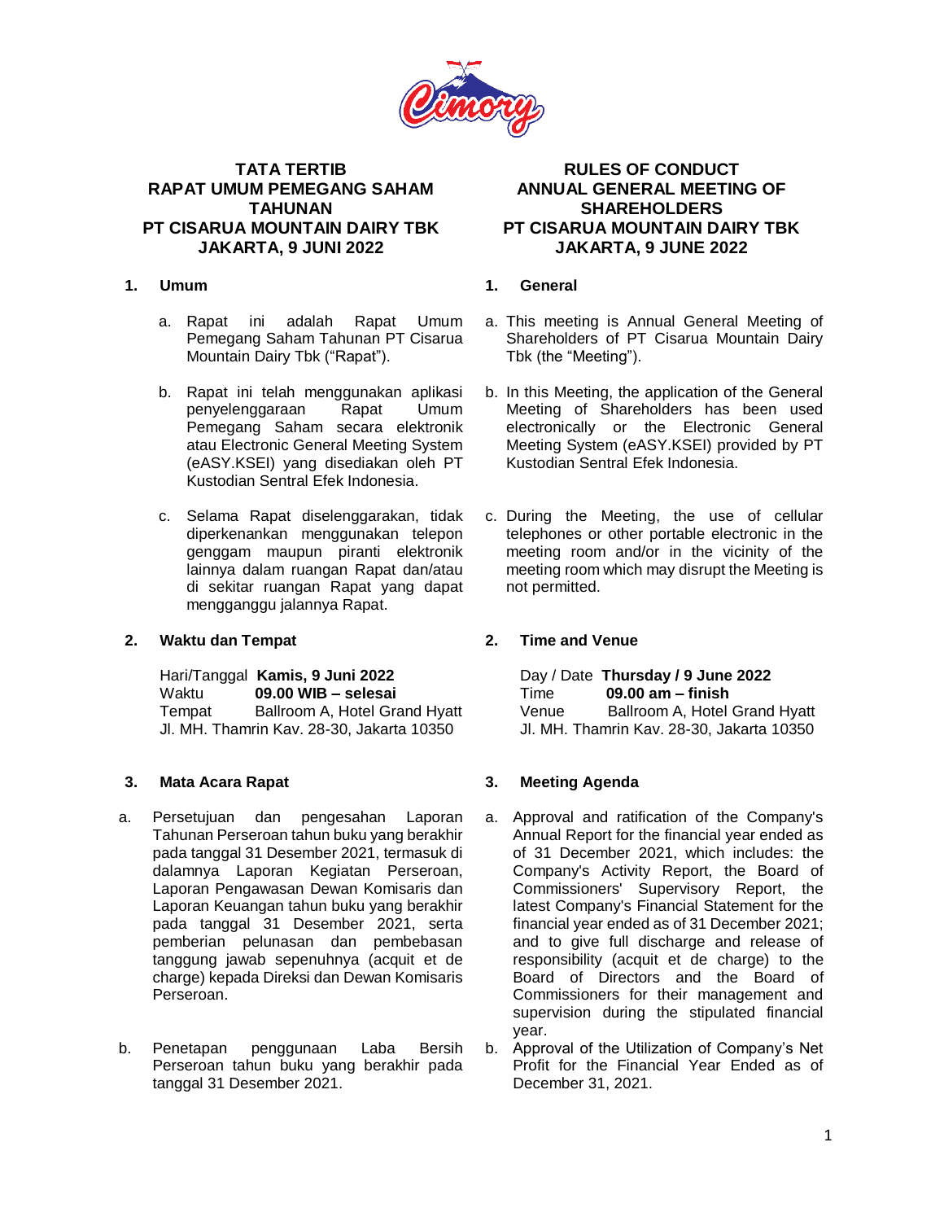# TATA TERTIB RAPAT UMUM PEMEGANG SAHAM TAHUNAN PT CISARUA MOUNTAIN DAIRY TBK JAKARTA, 9 JUNI 2022

## 1. Umum

a. Rapat ini adalah Rapat Umum Pemegang Saham Tahunan PT Cisarua Mountain Dairy Tbk ("Rapat").

b. Rapat ini telah menggunakan aplikasi penyelenggaraan Rapat Umum Pemegang Saham secara elektronik atau Electronic General Meeting System (eASY.KSEI) yang disediakan oleh PT Kustodian Sentral Efek Indonesia.

c. Selama Rapat diselenggarakan, tidak diperkenankan menggunakan telepon genggam maupun piranti elektronik lainnya dalam ruangan Rapat dan/atau di sekitar ruangan Rapat yang dapat mengganggu jalannya Rapat.

## 2. Waktu dan Tempat

Hari/Tanggal **Kamis, 9 Juni 2022**
Waktu **09.00 WIB – selesai**
Tempat Ballroom A, Hotel Grand Hyatt
Jl. MH. Thamrin Kav. 28-30, Jakarta 10350

## 3. Mata Acara Rapat

a. Persetujuan dan pengesahan Laporan Tahunan Perseroan tahun buku yang berakhir pada tanggal 31 Desember 2021, termasuk di dalamnya Laporan Kegiatan Perseroan, Laporan Pengawasan Dewan Komisaris dan Laporan Keuangan tahun buku yang berakhir pada tanggal 31 Desember 2021, serta pemberian pelunasan dan pembebasan tanggung jawab sepenuhnya (acquit et de charge) kepada Direksi dan Dewan Komisaris Perseroan.

b. Penetapan penggunaan Laba Bersih Perseroan tahun buku yang berakhir pada tanggal 31 Desember 2021.

# RULES OF CONDUCT ANNUAL GENERAL MEETING OF SHAREHOLDERS PT CISARUA MOUNTAIN DAIRY TBK JAKARTA, 9 JUNE 2022

## 1. General

a. This meeting is Annual General Meeting of Shareholders of PT Cisarua Mountain Dairy Tbk (the "Meeting").

b. In this Meeting, the application of the General Meeting of Shareholders has been used electronically or the Electronic General Meeting System (eASY.KSEI) provided by PT Kustodian Sentral Efek Indonesia.

c. During the Meeting, the use of cellular telephones or other portable electronic in the meeting room and/or in the vicinity of the meeting room which may disrupt the Meeting is not permitted.

## 2. Time and Venue

Day / Date **Thursday / 9 June 2022**
Time **09.00 am – finish**
Venue Ballroom A, Hotel Grand Hyatt
Jl. MH. Thamrin Kav. 28-30, Jakarta 10350

## 3. Meeting Agenda

a. Approval and ratification of the Company's Annual Report for the financial year ended as of 31 December 2021, which includes: the Company's Activity Report, the Board of Commissioners' Supervisory Report, the latest Company's Financial Statement for the financial year ended as of 31 December 2021; and to give full discharge and release of responsibility (acquit et de charge) to the Board of Directors and the Board of Commissioners for their management and supervision during the stipulated financial year.

b. Approval of the Utilization of Company's Net Profit for the Financial Year Ended as of December 31, 2021.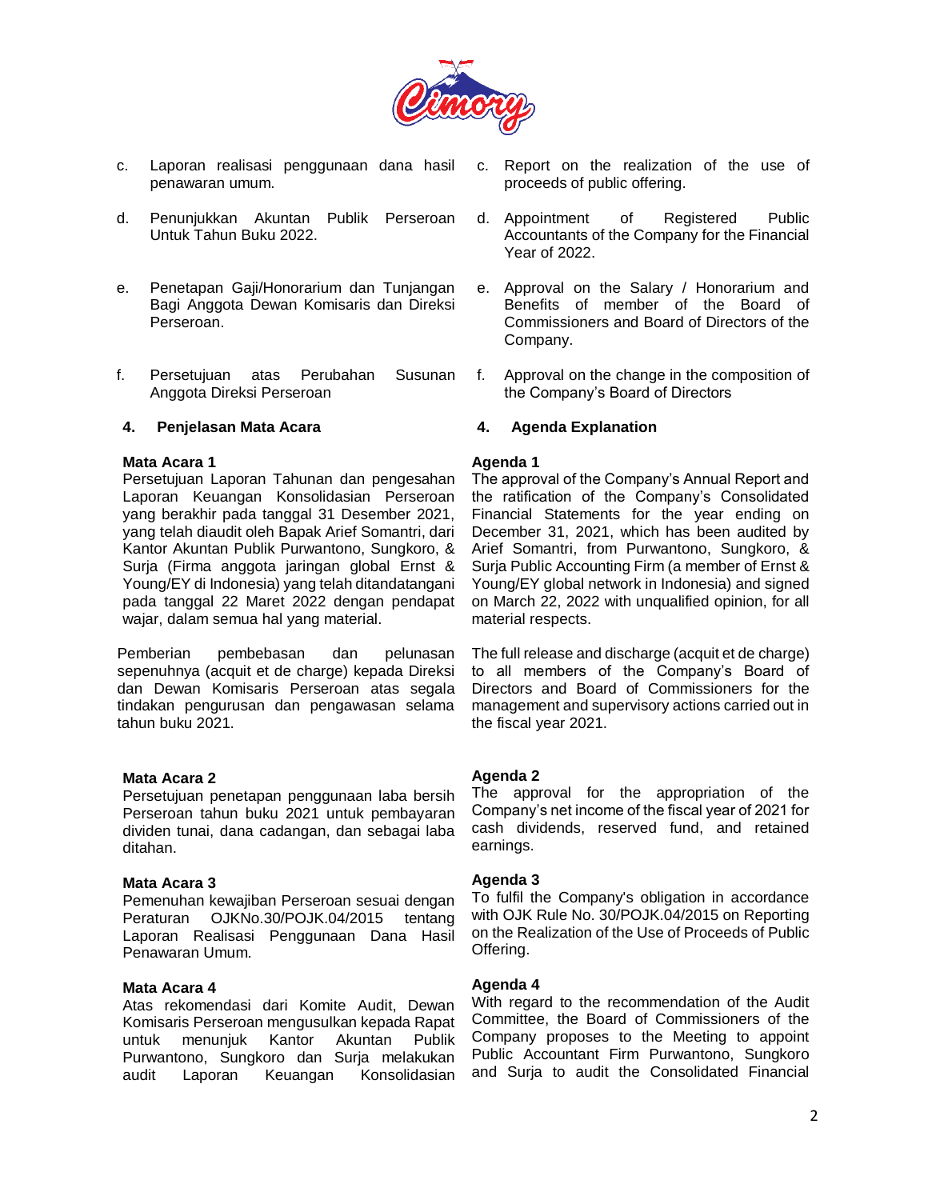c. Laporan realisasi penggunaan dana hasil penawaran umum.

d. Penunjukkan Akuntan Publik Perseroan Untuk Tahun Buku 2022.

e. Penetapan Gaji/Honorarium dan Tunjangan Bagi Anggota Dewan Komisaris dan Direksi Perseroan.

f. Persetujuan atas Perubahan Susunan Anggota Direksi Perseroan

c. Report on the realization of the use of proceeds of public offering.

d. Appointment of Registered Public Accountants of the Company for the Financial Year of 2022.

e. Approval on the Salary / Honorarium and Benefits of member of the Board of Commissioners and Board of Directors of the Company.

f. Approval on the change in the composition of the Company's Board of Directors

**4. Penjelasan Mata Acara**

**Mata Acara 1**
Persetujuan Laporan Tahunan dan pengesahan Laporan Keuangan Konsolidasian Perseroan yang berakhir pada tanggal 31 Desember 2021, yang telah diaudit oleh Bapak Arief Somantri, dari Kantor Akuntan Publik Purwantono, Sungkoro, & Surja (Firma anggota jaringan global Ernst & Young/EY di Indonesia) yang telah ditandatangani pada tanggal 22 Maret 2022 dengan pendapat wajar, dalam semua hal yang material.

Pemberian pembebasan dan pelunasan sepenuhnya (acquit et de charge) kepada Direksi dan Dewan Komisaris Perseroan atas segala tindakan pengurusan dan pengawasan selama tahun buku 2021.

**Mata Acara 2**
Persetujuan penetapan penggunaan laba bersih Perseroan tahun buku 2021 untuk pembayaran dividen tunai, dana cadangan, dan sebagai laba ditahan.

**Mata Acara 3**
Pemenuhan kewajiban Perseroan sesuai dengan Peraturan OJKNo.30/POJK.04/2015 tentang Laporan Realisasi Penggunaan Dana Hasil Penawaran Umum.

**Mata Acara 4**
Atas rekomendasi dari Komite Audit, Dewan Komisaris Perseroan mengusulkan kepada Rapat untuk menunjuk Kantor Akuntan Publik Purwantono, Sungkoro dan Surja melakukan audit Laporan Keuangan Konsolidasian

**4. Agenda Explanation**

**Agenda 1**
The approval of the Company's Annual Report and the ratification of the Company's Consolidated Financial Statements for the year ending on December 31, 2021, which has been audited by Arief Somantri, from Purwantono, Sungkoro, & Surja Public Accounting Firm (a member of Ernst & Young/EY global network in Indonesia) and signed on March 22, 2022 with unqualified opinion, for all material respects.

The full release and discharge (acquit et de charge) to all members of the Company's Board of Directors and Board of Commissioners for the management and supervisory actions carried out in the fiscal year 2021.

**Agenda 2**
The approval for the appropriation of the Company's net income of the fiscal year of 2021 for cash dividends, reserved fund, and retained earnings.

**Agenda 3**
To fulfil the Company's obligation in accordance with OJK Rule No. 30/POJK.04/2015 on Reporting on the Realization of the Use of Proceeds of Public Offering.

**Agenda 4**
With regard to the recommendation of the Audit Committee, the Board of Commissioners of the Company proposes to the Meeting to appoint Public Accountant Firm Purwantono, Sungkoro and Surja to audit the Consolidated Financial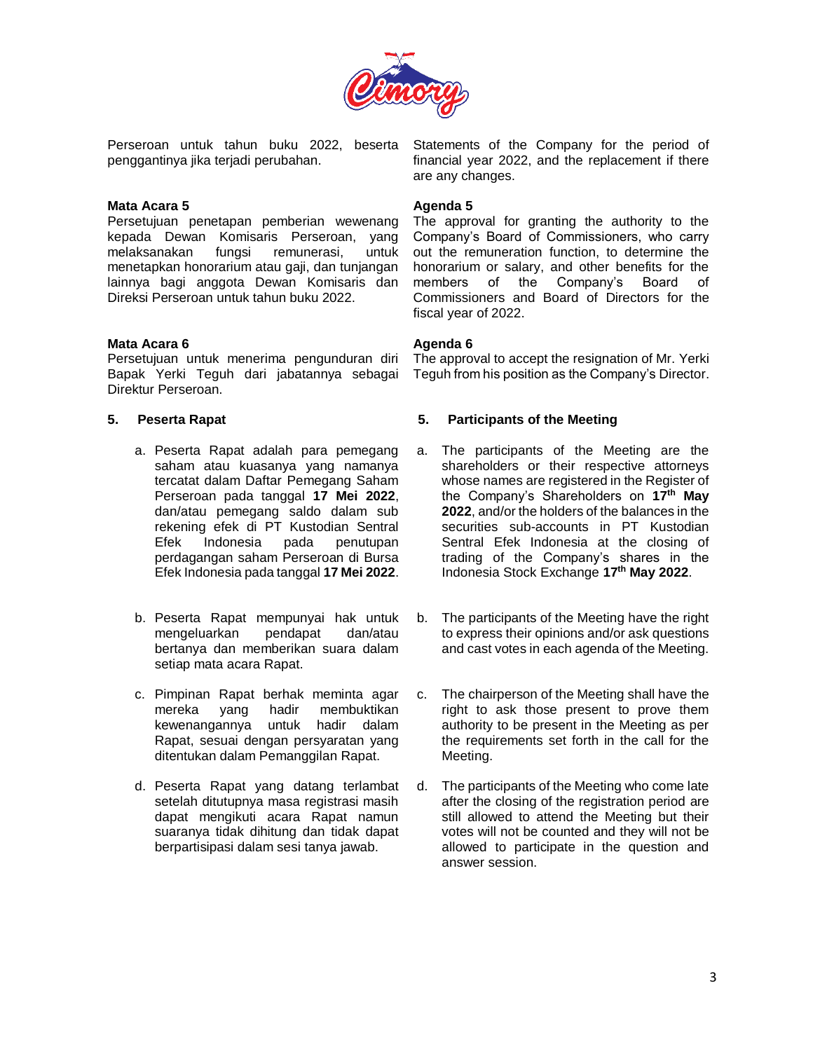Perseroan untuk tahun buku 2022, beserta penggantinya jika terjadi perubahan.

Statements of the Company for the period of financial year 2022, and the replacement if there are any changes.

**Mata Acara 5**
Persetujuan penetapan pemberian wewenang kepada Dewan Komisaris Perseroan, yang melaksanakan fungsi remunerasi, untuk menetapkan honorarium atau gaji, dan tunjangan lainnya bagi anggota Dewan Komisaris dan Direksi Perseroan untuk tahun buku 2022.

**Agenda 5**
The approval for granting the authority to the Company's Board of Commissioners, who carry out the remuneration function, to determine the honorarium or salary, and other benefits for the members of the Company's Board of Commissioners and Board of Directors for the fiscal year of 2022.

**Mata Acara 6**
Persetujuan untuk menerima pengunduran diri Bapak Yerki Teguh dari jabatannya sebagai Direktur Perseroan.

**Agenda 6**
The approval to accept the resignation of Mr. Yerki Teguh from his position as the Company's Director.

## 5. Peserta Rapat

a. Peserta Rapat adalah para pemegang saham atau kuasanya yang namanya tercatat dalam Daftar Pemegang Saham Perseroan pada tanggal **17 Mei 2022**, dan/atau pemegang saldo dalam sub rekening efek di PT Kustodian Sentral Efek Indonesia pada penutupan perdagangan saham Perseroan di Bursa Efek Indonesia pada tanggal **17 Mei 2022**.

b. Peserta Rapat mempunyai hak untuk mengeluarkan pendapat dan/atau bertanya dan memberikan suara dalam setiap mata acara Rapat.

c. Pimpinan Rapat berhak meminta agar mereka yang hadir membuktikan kewenangannya untuk hadir dalam Rapat, sesuai dengan persyaratan yang ditentukan dalam Pemanggilan Rapat.

d. Peserta Rapat yang datang terlambat setelah ditutupnya masa registrasi masih dapat mengikuti acara Rapat namun suaranya tidak dihitung dan tidak dapat berpartisipasi dalam sesi tanya jawab.

## 5. Participants of the Meeting

a. The participants of the Meeting are the shareholders or their respective attorneys whose names are registered in the Register of the Company's Shareholders on **17th May 2022**, and/or the holders of the balances in the securities sub-accounts in PT Kustodian Sentral Efek Indonesia at the closing of trading of the Company's shares in the Indonesia Stock Exchange **17th May 2022**.

b. The participants of the Meeting have the right to express their opinions and/or ask questions and cast votes in each agenda of the Meeting.

c. The chairperson of the Meeting shall have the right to ask those present to prove them authority to be present in the Meeting as per the requirements set forth in the call for the Meeting.

d. The participants of the Meeting who come late after the closing of the registration period are still allowed to attend the Meeting but their votes will not be counted and they will not be allowed to participate in the question and answer session.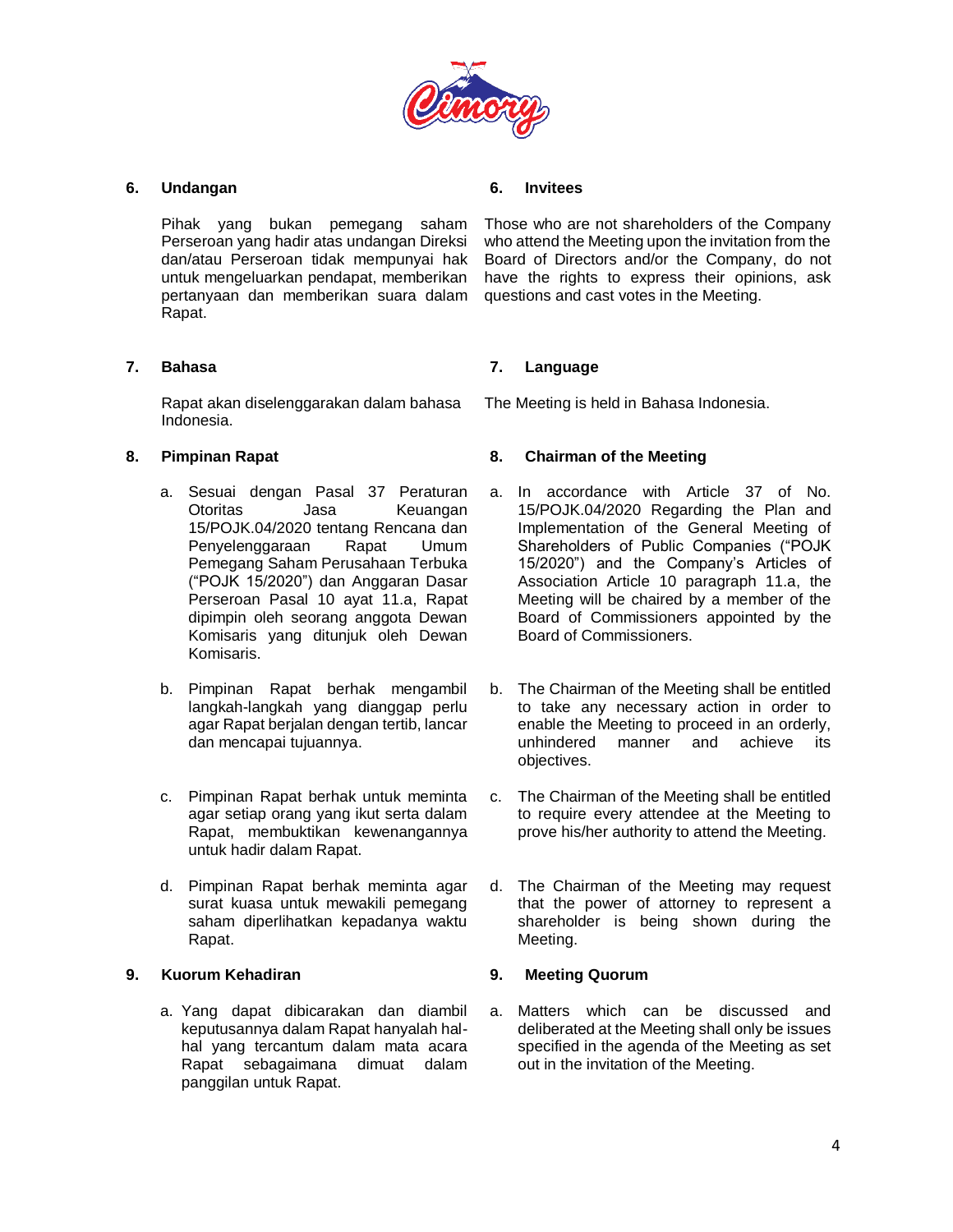### 6. Undangan

Pihak yang bukan pemegang saham Perseroan yang hadir atas undangan Direksi dan/atau Perseroan tidak mempunyai hak untuk mengeluarkan pendapat, memberikan pertanyaan dan memberikan suara dalam Rapat.

### 6. Invitees

Those who are not shareholders of the Company who attend the Meeting upon the invitation from the Board of Directors and/or the Company, do not have the rights to express their opinions, ask questions and cast votes in the Meeting.

### 7. Bahasa

Rapat akan diselenggarakan dalam bahasa Indonesia.

### 7. Language

The Meeting is held in Bahasa Indonesia.

### 8. Pimpinan Rapat

a. Sesuai dengan Pasal 37 Peraturan Otoritas Jasa Keuangan 15/POJK.04/2020 tentang Rencana dan Penyelenggaraan Rapat Umum Pemegang Saham Perusahaan Terbuka ("POJK 15/2020") dan Anggaran Dasar Perseroan Pasal 10 ayat 11.a, Rapat dipimpin oleh seorang anggota Dewan Komisaris yang ditunjuk oleh Dewan Komisaris.

b. Pimpinan Rapat berhak mengambil langkah-langkah yang dianggap perlu agar Rapat berjalan dengan tertib, lancar dan mencapai tujuannya.

c. Pimpinan Rapat berhak untuk meminta agar setiap orang yang ikut serta dalam Rapat, membuktikan kewenangannya untuk hadir dalam Rapat.

d. Pimpinan Rapat berhak meminta agar surat kuasa untuk mewakili pemegang saham diperlihatkan kepadanya waktu Rapat.

### 8. Chairman of the Meeting

a. In accordance with Article 37 of No. 15/POJK.04/2020 Regarding the Plan and Implementation of the General Meeting of Shareholders of Public Companies ("POJK 15/2020") and the Company's Articles of Association Article 10 paragraph 11.a, the Meeting will be chaired by a member of the Board of Commissioners appointed by the Board of Commissioners.

b. The Chairman of the Meeting shall be entitled to take any necessary action in order to enable the Meeting to proceed in an orderly, unhindered manner and achieve its objectives.

c. The Chairman of the Meeting shall be entitled to require every attendee at the Meeting to prove his/her authority to attend the Meeting.

d. The Chairman of the Meeting may request that the power of attorney to represent a shareholder is being shown during the Meeting.

### 9. Kuorum Kehadiran

a. Yang dapat dibicarakan dan diambil keputusannya dalam Rapat hanyalah hal-hal yang tercantum dalam mata acara Rapat sebagaimana dimuat dalam panggilan untuk Rapat.

### 9. Meeting Quorum

a. Matters which can be discussed and deliberated at the Meeting shall only be issues specified in the agenda of the Meeting as set out in the invitation of the Meeting.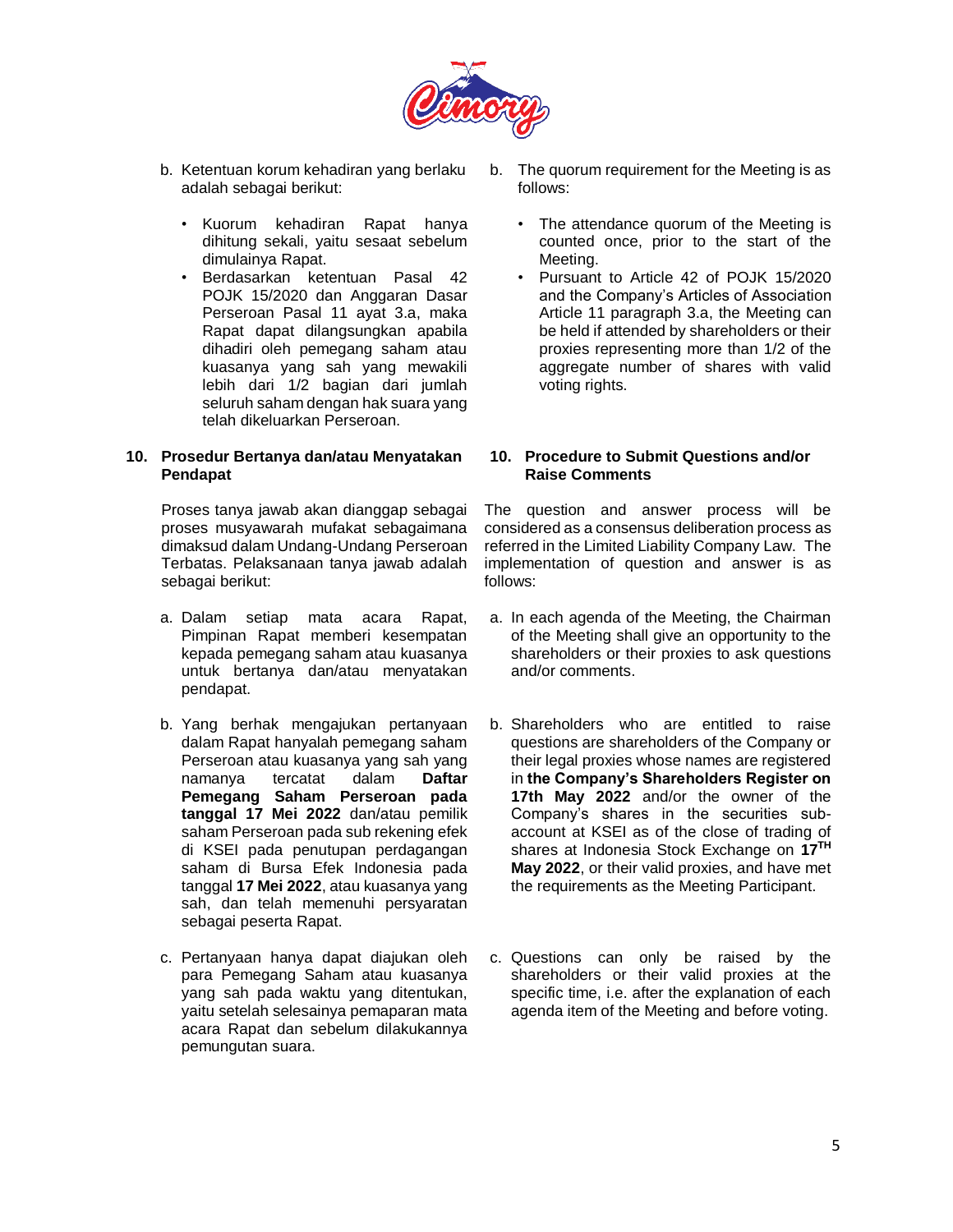b. Ketentuan korum kehadiran yang berlaku adalah sebagai berikut:

- Kuorum kehadiran Rapat hanya dihitung sekali, yaitu sesaat sebelum dimulainya Rapat.
- Berdasarkan ketentuan Pasal 42 POJK 15/2020 dan Anggaran Dasar Perseroan Pasal 11 ayat 3.a, maka Rapat dapat dilangsungkan apabila dihadiri oleh pemegang saham atau kuasanya yang sah yang mewakili lebih dari 1/2 bagian dari jumlah seluruh saham dengan hak suara yang telah dikeluarkan Perseroan.

b. The quorum requirement for the Meeting is as follows:

- The attendance quorum of the Meeting is counted once, prior to the start of the Meeting.
- Pursuant to Article 42 of POJK 15/2020 and the Company's Articles of Association Article 11 paragraph 3.a, the Meeting can be held if attended by shareholders or their proxies representing more than 1/2 of the aggregate number of shares with valid voting rights.

## 10. Prosedur Bertanya dan/atau Menyatakan Pendapat

Proses tanya jawab akan dianggap sebagai proses musyawarah mufakat sebagaimana dimaksud dalam Undang-Undang Perseroan Terbatas. Pelaksanaan tanya jawab adalah sebagai berikut:

a. Dalam setiap mata acara Rapat, Pimpinan Rapat memberi kesempatan kepada pemegang saham atau kuasanya untuk bertanya dan/atau menyatakan pendapat.

b. Yang berhak mengajukan pertanyaan dalam Rapat hanyalah pemegang saham Perseroan atau kuasanya yang sah yang namanya tercatat dalam **Daftar Pemegang Saham Perseroan pada tanggal 17 Mei 2022** dan/atau pemilik saham Perseroan pada sub rekening efek di KSEI pada penutupan perdagangan saham di Bursa Efek Indonesia pada tanggal **17 Mei 2022**, atau kuasanya yang sah, dan telah memenuhi persyaratan sebagai peserta Rapat.

c. Pertanyaan hanya dapat diajukan oleh para Pemegang Saham atau kuasanya yang sah pada waktu yang ditentukan, yaitu setelah selesainya pemaparan mata acara Rapat dan sebelum dilakukannya pemungutan suara.

## 10. Procedure to Submit Questions and/or Raise Comments

The question and answer process will be considered as a consensus deliberation process as referred in the Limited Liability Company Law. The implementation of question and answer is as follows:

a. In each agenda of the Meeting, the Chairman of the Meeting shall give an opportunity to the shareholders or their proxies to ask questions and/or comments.

b. Shareholders who are entitled to raise questions are shareholders of the Company or their legal proxies whose names are registered in **the Company's Shareholders Register on 17th May 2022** and/or the owner of the Company's shares in the securities sub-account at KSEI as of the close of trading of shares at Indonesia Stock Exchange on **17TH May 2022**, or their valid proxies, and have met the requirements as the Meeting Participant.

c. Questions can only be raised by the shareholders or their valid proxies at the specific time, i.e. after the explanation of each agenda item of the Meeting and before voting.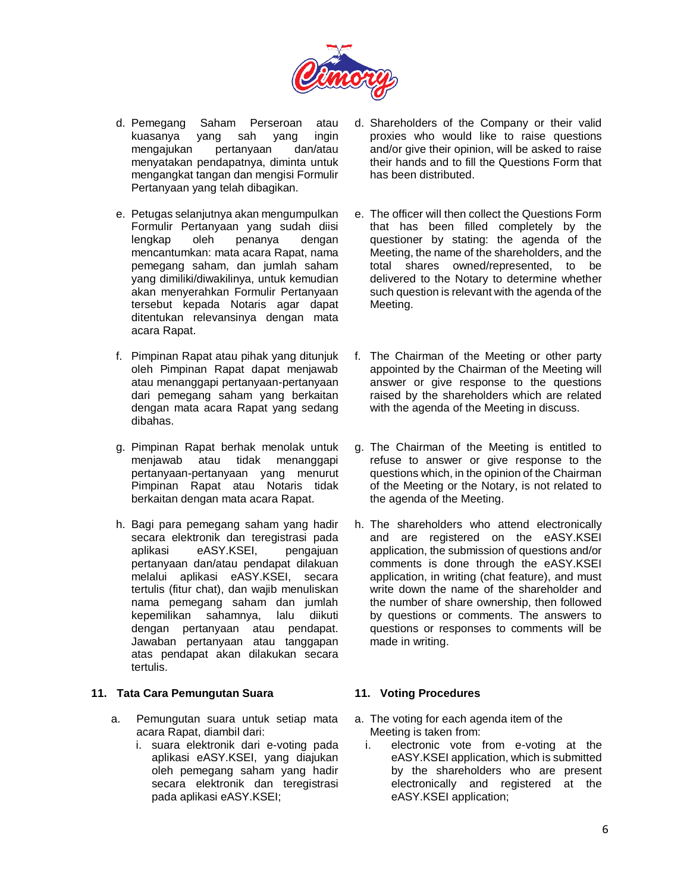d. Pemegang Saham Perseroan atau kuasanya yang sah yang ingin mengajukan pertanyaan dan/atau menyatakan pendapatnya, diminta untuk mengangkat tangan dan mengisi Formulir Pertanyaan yang telah dibagikan.

e. Petugas selanjutnya akan mengumpulkan Formulir Pertanyaan yang sudah diisi lengkap oleh penanya dengan mencantumkan: mata acara Rapat, nama pemegang saham, dan jumlah saham yang dimiliki/diwakilinya, untuk kemudian akan menyerahkan Formulir Pertanyaan tersebut kepada Notaris agar dapat ditentukan relevansinya dengan mata acara Rapat.

f. Pimpinan Rapat atau pihak yang ditunjuk oleh Pimpinan Rapat dapat menjawab atau menanggapi pertanyaan-pertanyaan dari pemegang saham yang berkaitan dengan mata acara Rapat yang sedang dibahas.

g. Pimpinan Rapat berhak menolak untuk menjawab atau tidak menanggapi pertanyaan-pertanyaan yang menurut Pimpinan Rapat atau Notaris tidak berkaitan dengan mata acara Rapat.

h. Bagi para pemegang saham yang hadir secara elektronik dan teregistrasi pada aplikasi eASY.KSEI, pengajuan pertanyaan dan/atau pendapat dilakuan melalui aplikasi eASY.KSEI, secara tertulis (fitur chat), dan wajib menuliskan nama pemegang saham dan jumlah kepemilikan sahamnya, lalu diikuti dengan pertanyaan atau pendapat. Jawaban pertanyaan atau tanggapan atas pendapat akan dilakukan secara tertulis.

d. Shareholders of the Company or their valid proxies who would like to raise questions and/or give their opinion, will be asked to raise their hands and to fill the Questions Form that has been distributed.

e. The officer will then collect the Questions Form that has been filled completely by the questioner by stating: the agenda of the Meeting, the name of the shareholders, and the total shares owned/represented, to be delivered to the Notary to determine whether such question is relevant with the agenda of the Meeting.

f. The Chairman of the Meeting or other party appointed by the Chairman of the Meeting will answer or give response to the questions raised by the shareholders which are related with the agenda of the Meeting in discuss.

g. The Chairman of the Meeting is entitled to refuse to answer or give response to the questions which, in the opinion of the Chairman of the Meeting or the Notary, is not related to the agenda of the Meeting.

h. The shareholders who attend electronically and are registered on the eASY.KSEI application, the submission of questions and/or comments is done through the eASY.KSEI application, in writing (chat feature), and must write down the name of the shareholder and the number of share ownership, then followed by questions or comments. The answers to questions or responses to comments will be made in writing.

## 11. Tata Cara Pemungutan Suara

a. Pemungutan suara untuk setiap mata acara Rapat, diambil dari:
   i. suara elektronik dari e-voting pada aplikasi eASY.KSEI, yang diajukan oleh pemegang saham yang hadir secara elektronik dan teregistrasi pada aplikasi eASY.KSEI;

## 11. Voting Procedures

a. The voting for each agenda item of the Meeting is taken from:
   i. electronic vote from e-voting at the eASY.KSEI application, which is submitted by the shareholders who are present electronically and registered at the eASY.KSEI application;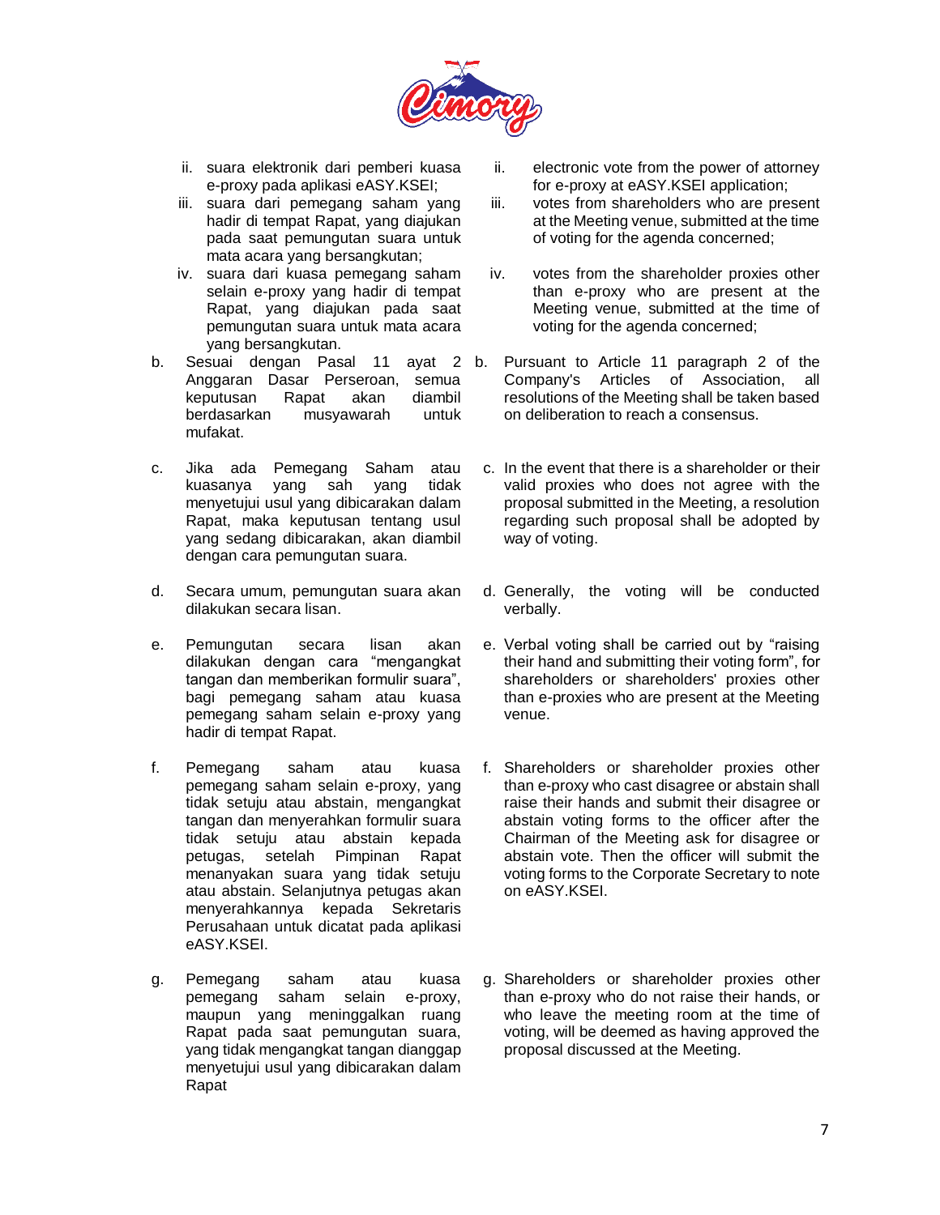ii. suara elektronik dari pemberi kuasa e-proxy pada aplikasi eASY.KSEI;

iii. suara dari pemegang saham yang hadir di tempat Rapat, yang diajukan pada saat pemungutan suara untuk mata acara yang bersangkutan;

iv. suara dari kuasa pemegang saham selain e-proxy yang hadir di tempat Rapat, yang diajukan pada saat pemungutan suara untuk mata acara yang bersangkutan.

b. Sesuai dengan Pasal 11 ayat 2 Anggaran Dasar Perseroan, semua keputusan Rapat akan diambil berdasarkan musyawarah untuk mufakat.

c. Jika ada Pemegang Saham atau kuasanya yang sah yang tidak menyetujui usul yang dibicarakan dalam Rapat, maka keputusan tentang usul yang sedang dibicarakan, akan diambil dengan cara pemungutan suara.

d. Secara umum, pemungutan suara akan dilakukan secara lisan.

e. Pemungutan secara lisan akan dilakukan dengan cara "mengangkat tangan dan memberikan formulir suara", bagi pemegang saham atau kuasa pemegang saham selain e-proxy yang hadir di tempat Rapat.

f. Pemegang saham atau kuasa pemegang saham selain e-proxy, yang tidak setuju atau abstain, mengangkat tangan dan menyerahkan formulir suara tidak setuju atau abstain kepada petugas, setelah Pimpinan Rapat menanyakan suara yang tidak setuju atau abstain. Selanjutnya petugas akan menyerahkannya kepada Sekretaris Perusahaan untuk dicatat pada aplikasi eASY.KSEI.

g. Pemegang saham atau kuasa pemegang saham selain e-proxy, maupun yang meninggalkan ruang Rapat pada saat pemungutan suara, yang tidak mengangkat tangan dianggap menyetujui usul yang dibicarakan dalam Rapat

ii. electronic vote from the power of attorney for e-proxy at eASY.KSEI application;

iii. votes from shareholders who are present at the Meeting venue, submitted at the time of voting for the agenda concerned;

iv. votes from the shareholder proxies other than e-proxy who are present at the Meeting venue, submitted at the time of voting for the agenda concerned;

b. Pursuant to Article 11 paragraph 2 of the Company's Articles of Association, all resolutions of the Meeting shall be taken based on deliberation to reach a consensus.

c. In the event that there is a shareholder or their valid proxies who does not agree with the proposal submitted in the Meeting, a resolution regarding such proposal shall be adopted by way of voting.

d. Generally, the voting will be conducted verbally.

e. Verbal voting shall be carried out by "raising their hand and submitting their voting form", for shareholders or shareholders' proxies other than e-proxies who are present at the Meeting venue.

f. Shareholders or shareholder proxies other than e-proxy who cast disagree or abstain shall raise their hands and submit their disagree or abstain voting forms to the officer after the Chairman of the Meeting ask for disagree or abstain vote. Then the officer will submit the voting forms to the Corporate Secretary to note on eASY.KSEI.

g. Shareholders or shareholder proxies other than e-proxy who do not raise their hands, or who leave the meeting room at the time of voting, will be deemed as having approved the proposal discussed at the Meeting.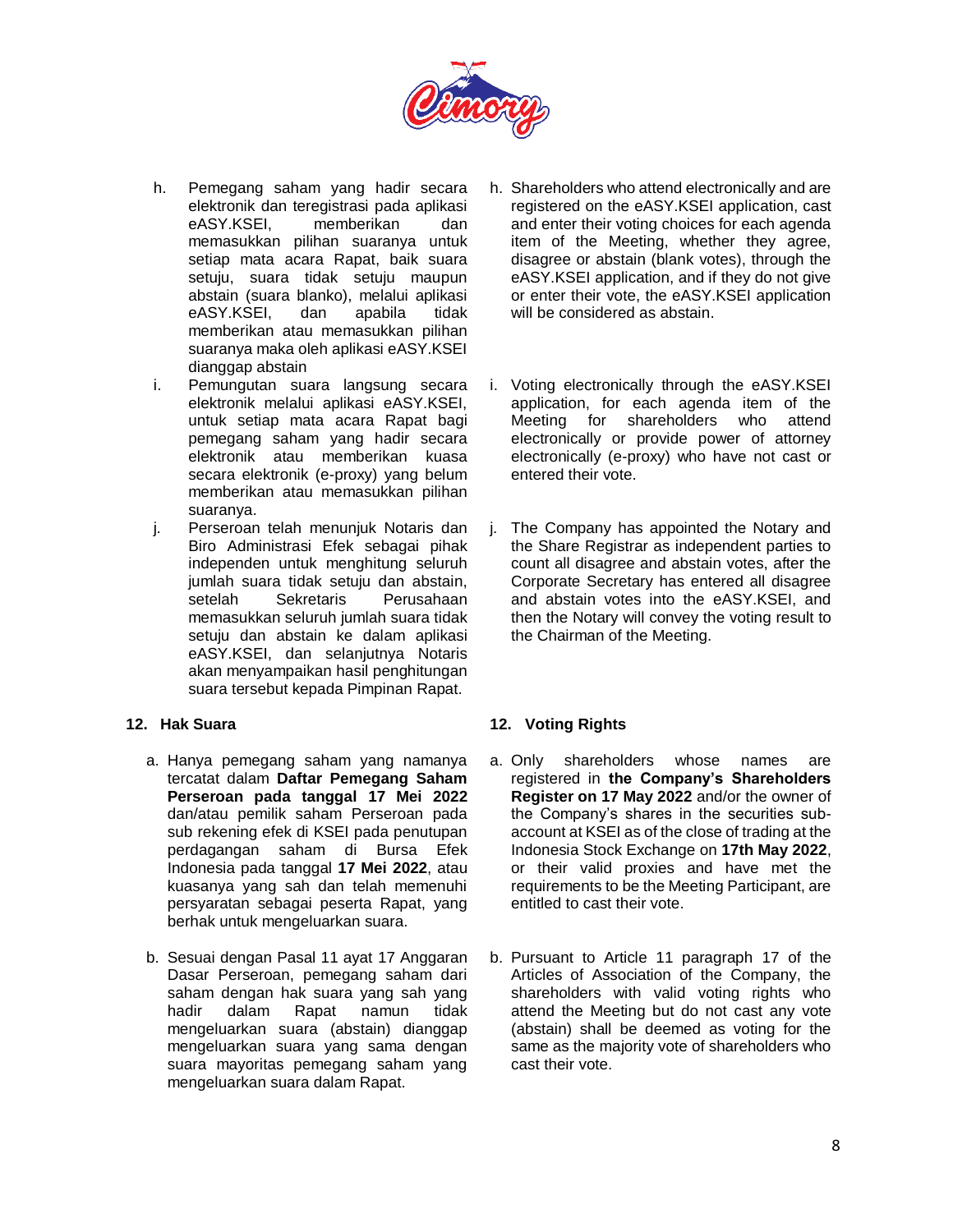h. Pemegang saham yang hadir secara elektronik dan teregistrasi pada aplikasi eASY.KSEI, memberikan dan memasukkan pilihan suaranya untuk setiap mata acara Rapat, baik suara setuju, suara tidak setuju maupun abstain (suara blanko), melalui aplikasi eASY.KSEI, dan apabila tidak memberikan atau memasukkan pilihan suaranya maka oleh aplikasi eASY.KSEI dianggap abstain

i. Pemungutan suara langsung secara elektronik melalui aplikasi eASY.KSEI, untuk setiap mata acara Rapat bagi pemegang saham yang hadir secara elektronik atau memberikan kuasa secara elektronik (e-proxy) yang belum memberikan atau memasukkan pilihan suaranya.

j. Perseroan telah menunjuk Notaris dan Biro Administrasi Efek sebagai pihak independen untuk menghitung seluruh jumlah suara tidak setuju dan abstain, setelah Sekretaris Perusahaan memasukkan seluruh jumlah suara tidak setuju dan abstain ke dalam aplikasi eASY.KSEI, dan selanjutnya Notaris akan menyampaikan hasil penghitungan suara tersebut kepada Pimpinan Rapat.

## 12. Hak Suara

a. Hanya pemegang saham yang namanya tercatat dalam **Daftar Pemegang Saham Perseroan pada tanggal 17 Mei 2022** dan/atau pemilik saham Perseroan pada sub rekening efek di KSEI pada penutupan perdagangan saham di Bursa Efek Indonesia pada tanggal **17 Mei 2022**, atau kuasanya yang sah dan telah memenuhi persyaratan sebagai peserta Rapat, yang berhak untuk mengeluarkan suara.

b. Sesuai dengan Pasal 11 ayat 17 Anggaran Dasar Perseroan, pemegang saham dari saham dengan hak suara yang sah yang hadir dalam Rapat namun tidak mengeluarkan suara (abstain) dianggap mengeluarkan suara yang sama dengan suara mayoritas pemegang saham yang mengeluarkan suara dalam Rapat.

---

h. Shareholders who attend electronically and are registered on the eASY.KSEI application, cast and enter their voting choices for each agenda item of the Meeting, whether they agree, disagree or abstain (blank votes), through the eASY.KSEI application, and if they do not give or enter their vote, the eASY.KSEI application will be considered as abstain.

i. Voting electronically through the eASY.KSEI application, for each agenda item of the Meeting for shareholders who attend electronically or provide power of attorney electronically (e-proxy) who have not cast or entered their vote.

j. The Company has appointed the Notary and the Share Registrar as independent parties to count all disagree and abstain votes, after the Corporate Secretary has entered all disagree and abstain votes into the eASY.KSEI, and then the Notary will convey the voting result to the Chairman of the Meeting.

## 12. Voting Rights

a. Only shareholders whose names are registered in **the Company's Shareholders Register on 17 May 2022** and/or the owner of the Company's shares in the securities sub-account at KSEI as of the close of trading at the Indonesia Stock Exchange on **17th May 2022**, or their valid proxies and have met the requirements to be the Meeting Participant, are entitled to cast their vote.

b. Pursuant to Article 11 paragraph 17 of the Articles of Association of the Company, the shareholders with valid voting rights who attend the Meeting but do not cast any vote (abstain) shall be deemed as voting for the same as the majority vote of shareholders who cast their vote.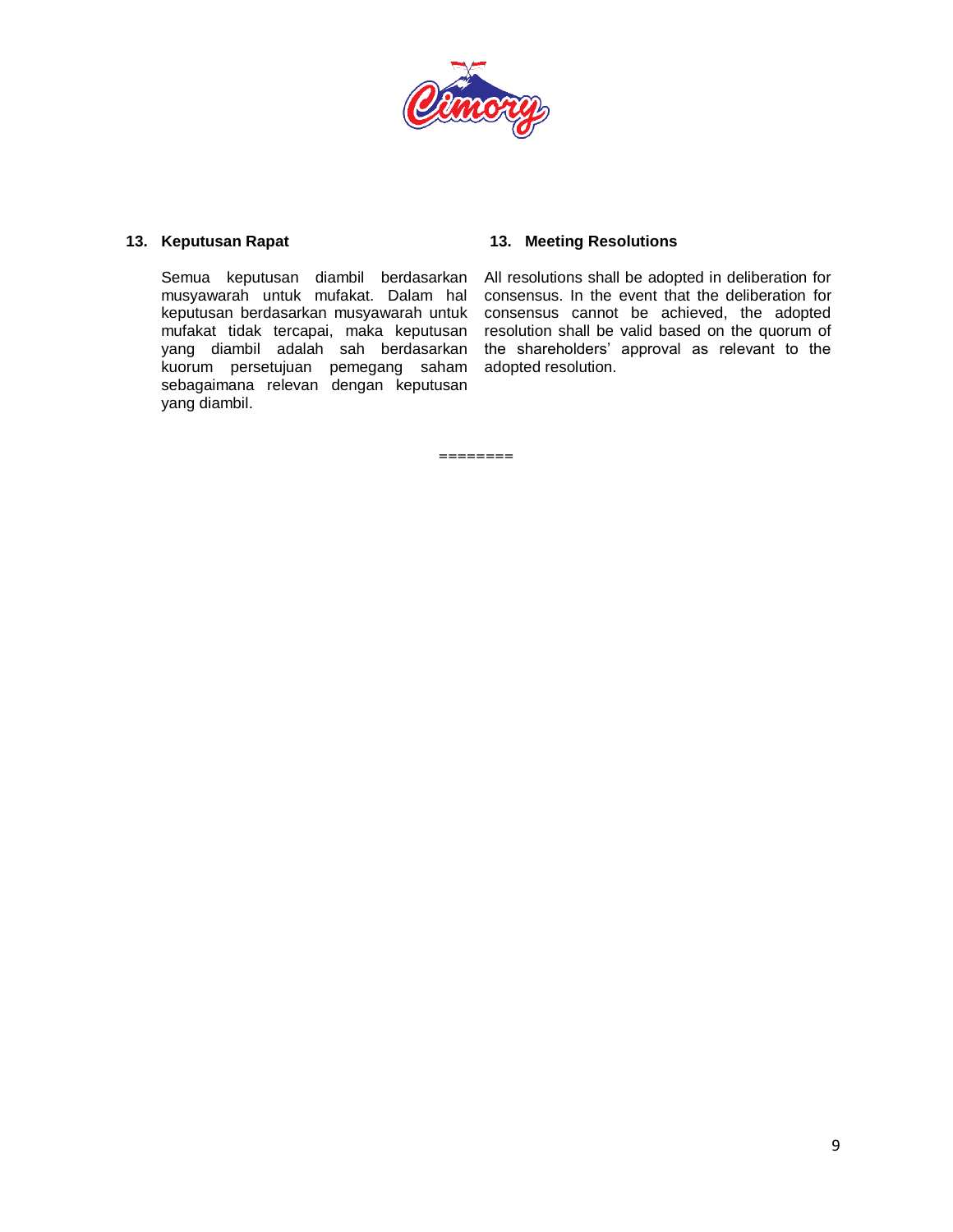## 13. Keputusan Rapat

Semua keputusan diambil berdasarkan musyawarah untuk mufakat. Dalam hal keputusan berdasarkan musyawarah untuk mufakat tidak tercapai, maka keputusan yang diambil adalah sah berdasarkan kuorum persetujuan pemegang saham sebagaimana relevan dengan keputusan yang diambil.

## 13. Meeting Resolutions

All resolutions shall be adopted in deliberation for consensus. In the event that the deliberation for consensus cannot be achieved, the adopted resolution shall be valid based on the quorum of the shareholders' approval as relevant to the adopted resolution.

========